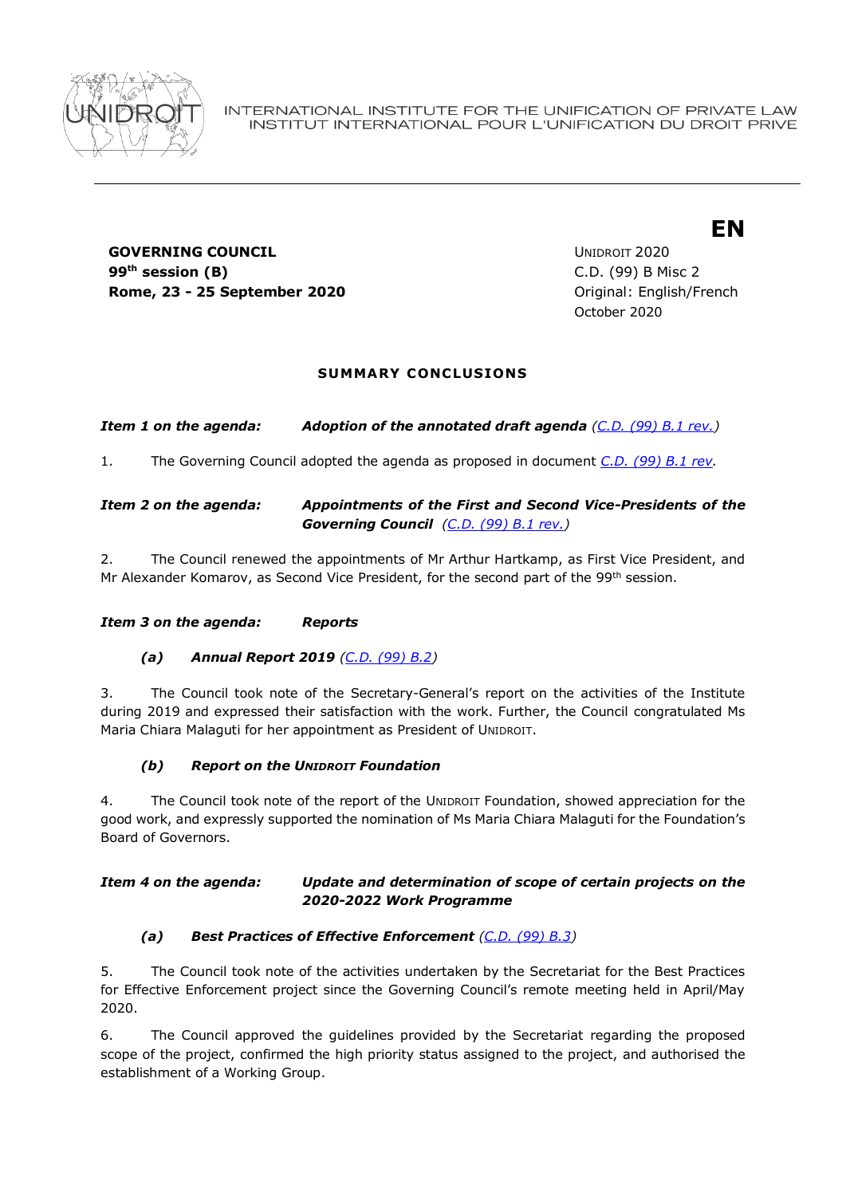INTERNATIONAL INSTITUTE FOR THE UNIFICATION OF PRIVATE LAW
INSTITUT INTERNATIONAL POUR L'UNIFICATION DU DROIT PRIVE

**EN**

**GOVERNING COUNCIL**
**99th session (B)**
**Rome, 23 - 25 September 2020**

UNIDROIT 2020
C.D. (99) B Misc 2
Original: English/French
October 2020

## SUMMARY CONCLUSIONS

***Item 1 on the agenda:*** ***Adoption of the annotated draft agenda*** *(C.D. (99) B.1 rev.)*

1. The Governing Council adopted the agenda as proposed in document *C.D. (99) B.1 rev.*

***Item 2 on the agenda:*** ***Appointments of the First and Second Vice-Presidents of the Governing Council*** *(C.D. (99) B.1 rev.)*

2. The Council renewed the appointments of Mr Arthur Hartkamp, as First Vice President, and Mr Alexander Komarov, as Second Vice President, for the second part of the 99th session.

***Item 3 on the agenda:*** ***Reports***

***(a) Annual Report 2019*** *(C.D. (99) B.2)*

3. The Council took note of the Secretary-General's report on the activities of the Institute during 2019 and expressed their satisfaction with the work. Further, the Council congratulated Ms Maria Chiara Malaguti for her appointment as President of UNIDROIT.

***(b) Report on the UNIDROIT Foundation***

4. The Council took note of the report of the UNIDROIT Foundation, showed appreciation for the good work, and expressly supported the nomination of Ms Maria Chiara Malaguti for the Foundation's Board of Governors.

***Item 4 on the agenda:*** ***Update and determination of scope of certain projects on the 2020-2022 Work Programme***

***(a) Best Practices of Effective Enforcement*** *(C.D. (99) B.3)*

5. The Council took note of the activities undertaken by the Secretariat for the Best Practices for Effective Enforcement project since the Governing Council's remote meeting held in April/May 2020.

6. The Council approved the guidelines provided by the Secretariat regarding the proposed scope of the project, confirmed the high priority status assigned to the project, and authorised the establishment of a Working Group.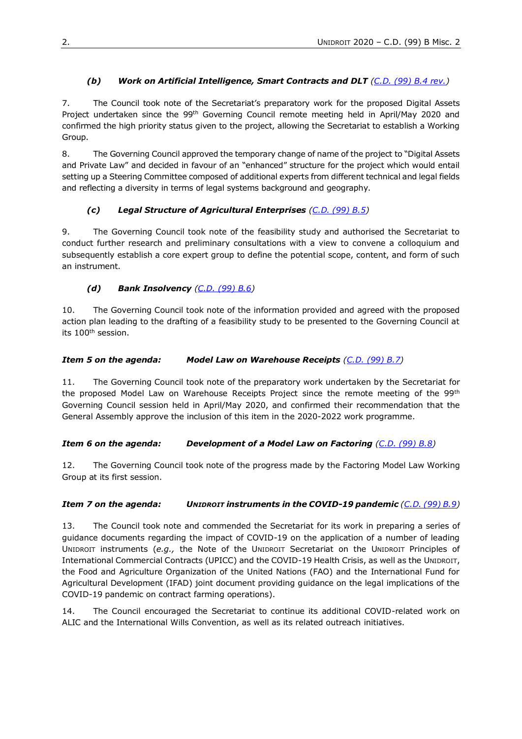#### *(b) Work on Artificial Intelligence, Smart Contracts and DLT (C.D. (99) B.4 rev.)*

7. The Council took note of the Secretariat's preparatory work for the proposed Digital Assets Project undertaken since the 99th Governing Council remote meeting held in April/May 2020 and confirmed the high priority status given to the project, allowing the Secretariat to establish a Working Group.

8. The Governing Council approved the temporary change of name of the project to "Digital Assets and Private Law" and decided in favour of an "enhanced" structure for the project which would entail setting up a Steering Committee composed of additional experts from different technical and legal fields and reflecting a diversity in terms of legal systems background and geography.

#### *(c) Legal Structure of Agricultural Enterprises (C.D. (99) B.5)*

9. The Governing Council took note of the feasibility study and authorised the Secretariat to conduct further research and preliminary consultations with a view to convene a colloquium and subsequently establish a core expert group to define the potential scope, content, and form of such an instrument.

#### *(d) Bank Insolvency (C.D. (99) B.6)*

10. The Governing Council took note of the information provided and agreed with the proposed action plan leading to the drafting of a feasibility study to be presented to the Governing Council at its 100th session.

### *Item 5 on the agenda: Model Law on Warehouse Receipts (C.D. (99) B.7)*

11. The Governing Council took note of the preparatory work undertaken by the Secretariat for the proposed Model Law on Warehouse Receipts Project since the remote meeting of the 99th Governing Council session held in April/May 2020, and confirmed their recommendation that the General Assembly approve the inclusion of this item in the 2020-2022 work programme.

### *Item 6 on the agenda: Development of a Model Law on Factoring (C.D. (99) B.8)*

12. The Governing Council took note of the progress made by the Factoring Model Law Working Group at its first session.

### *Item 7 on the agenda: UNIDROIT instruments in the COVID-19 pandemic (C.D. (99) B.9)*

13. The Council took note and commended the Secretariat for its work in preparing a series of guidance documents regarding the impact of COVID-19 on the application of a number of leading UNIDROIT instruments (*e.g.,* the Note of the UNIDROIT Secretariat on the UNIDROIT Principles of International Commercial Contracts (UPICC) and the COVID-19 Health Crisis, as well as the UNIDROIT, the Food and Agriculture Organization of the United Nations (FAO) and the International Fund for Agricultural Development (IFAD) joint document providing guidance on the legal implications of the COVID-19 pandemic on contract farming operations).

14. The Council encouraged the Secretariat to continue its additional COVID-related work on ALIC and the International Wills Convention, as well as its related outreach initiatives.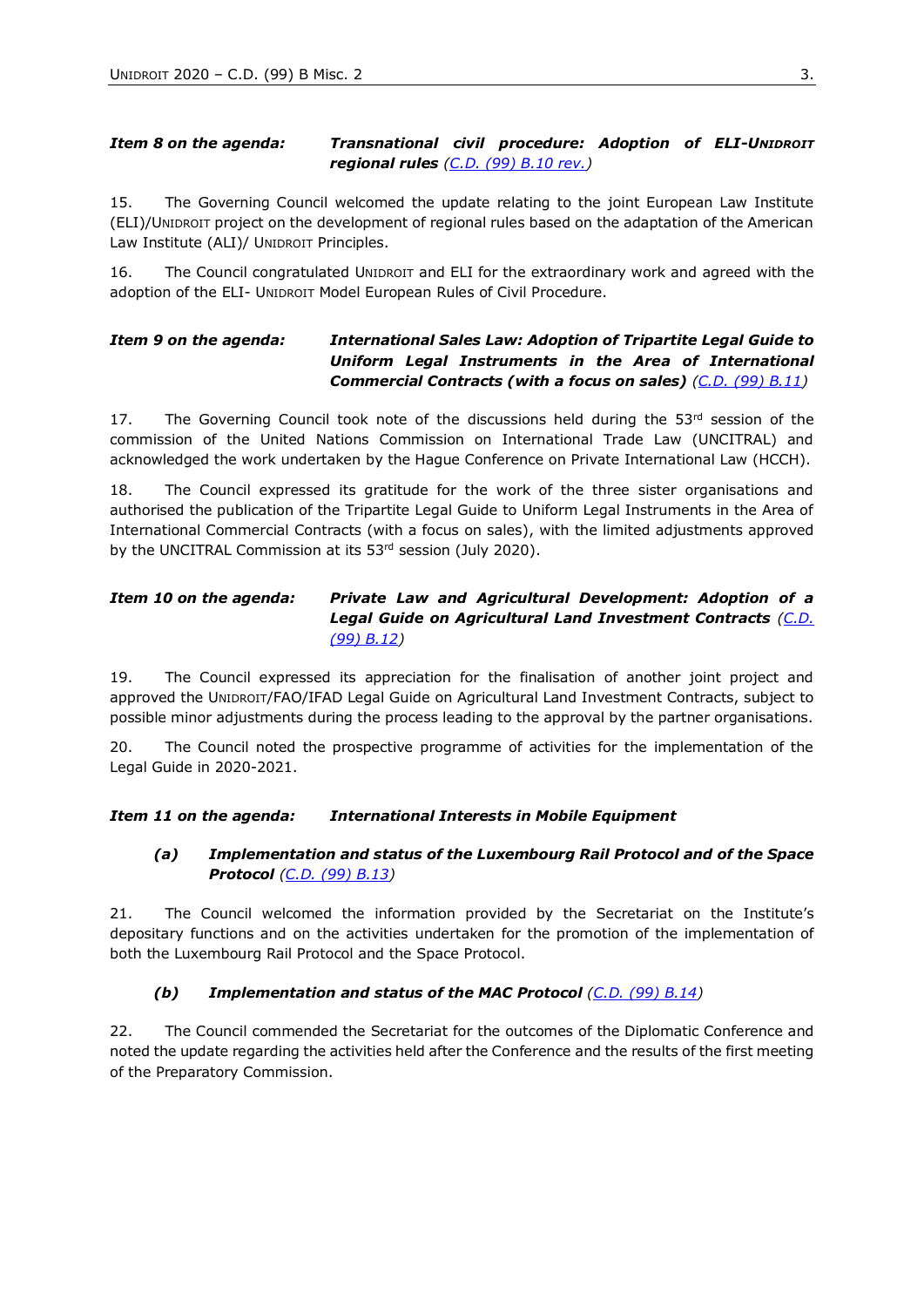***Item 8 on the agenda:*** ***Transnational civil procedure: Adoption of ELI-UNIDROIT regional rules*** *(C.D. (99) B.10 rev.)*

15. The Governing Council welcomed the update relating to the joint European Law Institute (ELI)/UNIDROIT project on the development of regional rules based on the adaptation of the American Law Institute (ALI)/ UNIDROIT Principles.

16. The Council congratulated UNIDROIT and ELI for the extraordinary work and agreed with the adoption of the ELI- UNIDROIT Model European Rules of Civil Procedure.

***Item 9 on the agenda:*** ***International Sales Law: Adoption of Tripartite Legal Guide to Uniform Legal Instruments in the Area of International Commercial Contracts (with a focus on sales)*** *(C.D. (99) B.11)*

17. The Governing Council took note of the discussions held during the 53rd session of the commission of the United Nations Commission on International Trade Law (UNCITRAL) and acknowledged the work undertaken by the Hague Conference on Private International Law (HCCH).

18. The Council expressed its gratitude for the work of the three sister organisations and authorised the publication of the Tripartite Legal Guide to Uniform Legal Instruments in the Area of International Commercial Contracts (with a focus on sales), with the limited adjustments approved by the UNCITRAL Commission at its 53rd session (July 2020).

***Item 10 on the agenda:*** ***Private Law and Agricultural Development: Adoption of a Legal Guide on Agricultural Land Investment Contracts*** *(C.D. (99) B.12)*

19. The Council expressed its appreciation for the finalisation of another joint project and approved the UNIDROIT/FAO/IFAD Legal Guide on Agricultural Land Investment Contracts, subject to possible minor adjustments during the process leading to the approval by the partner organisations.

20. The Council noted the prospective programme of activities for the implementation of the Legal Guide in 2020-2021.

***Item 11 on the agenda:*** ***International Interests in Mobile Equipment***

***(a) Implementation and status of the Luxembourg Rail Protocol and of the Space Protocol*** *(C.D. (99) B.13)*

21. The Council welcomed the information provided by the Secretariat on the Institute's depositary functions and on the activities undertaken for the promotion of the implementation of both the Luxembourg Rail Protocol and the Space Protocol.

***(b) Implementation and status of the MAC Protocol*** *(C.D. (99) B.14)*

22. The Council commended the Secretariat for the outcomes of the Diplomatic Conference and noted the update regarding the activities held after the Conference and the results of the first meeting of the Preparatory Commission.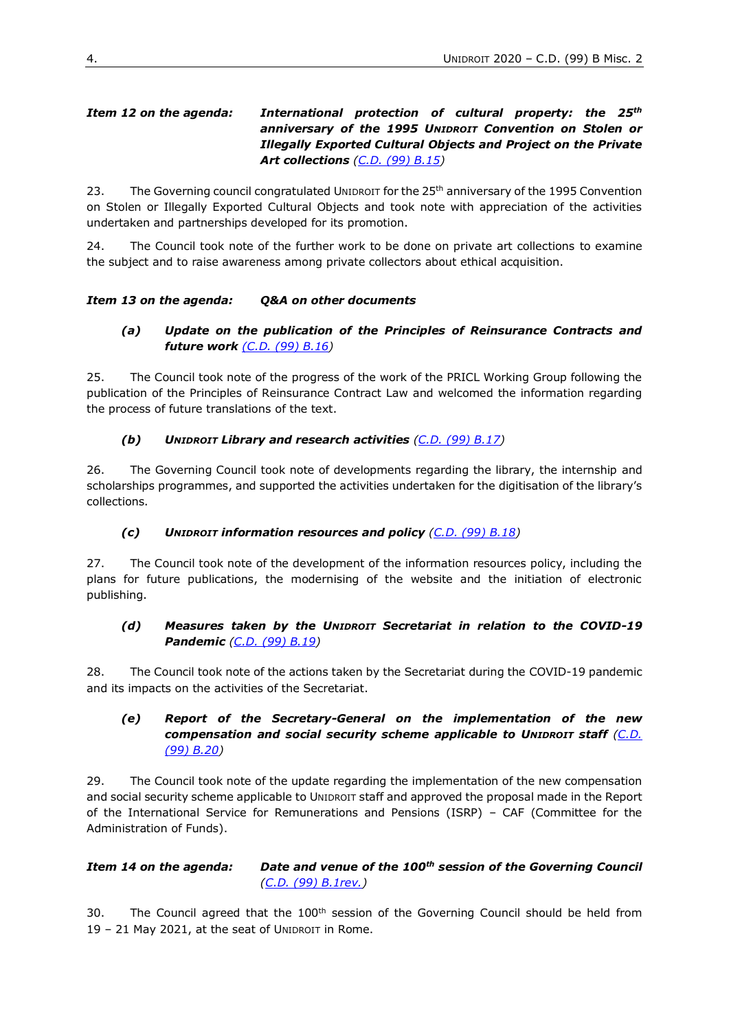***Item 12 on the agenda:*** ***International protection of cultural property: the 25th anniversary of the 1995 UNIDROIT Convention on Stolen or Illegally Exported Cultural Objects and Project on the Private Art collections*** *(C.D. (99) B.15)*

23. The Governing council congratulated UNIDROIT for the 25th anniversary of the 1995 Convention on Stolen or Illegally Exported Cultural Objects and took note with appreciation of the activities undertaken and partnerships developed for its promotion.

24. The Council took note of the further work to be done on private art collections to examine the subject and to raise awareness among private collectors about ethical acquisition.

***Item 13 on the agenda:*** ***Q&A on other documents***

***(a)*** ***Update on the publication of the Principles of Reinsurance Contracts and future work*** *(C.D. (99) B.16)*

25. The Council took note of the progress of the work of the PRICL Working Group following the publication of the Principles of Reinsurance Contract Law and welcomed the information regarding the process of future translations of the text.

***(b)*** ***UNIDROIT Library and research activities*** *(C.D. (99) B.17)*

26. The Governing Council took note of developments regarding the library, the internship and scholarships programmes, and supported the activities undertaken for the digitisation of the library's collections.

***(c)*** ***UNIDROIT information resources and policy*** *(C.D. (99) B.18)*

27. The Council took note of the development of the information resources policy, including the plans for future publications, the modernising of the website and the initiation of electronic publishing.

***(d)*** ***Measures taken by the UNIDROIT Secretariat in relation to the COVID-19 Pandemic*** *(C.D. (99) B.19)*

28. The Council took note of the actions taken by the Secretariat during the COVID-19 pandemic and its impacts on the activities of the Secretariat.

***(e)*** ***Report of the Secretary-General on the implementation of the new compensation and social security scheme applicable to UNIDROIT staff*** *(C.D. (99) B.20)*

29. The Council took note of the update regarding the implementation of the new compensation and social security scheme applicable to UNIDROIT staff and approved the proposal made in the Report of the International Service for Remunerations and Pensions (ISRP) – CAF (Committee for the Administration of Funds).

***Item 14 on the agenda:*** ***Date and venue of the 100th session of the Governing Council*** *(C.D. (99) B.1rev.)*

30. The Council agreed that the 100th session of the Governing Council should be held from 19 – 21 May 2021, at the seat of UNIDROIT in Rome.